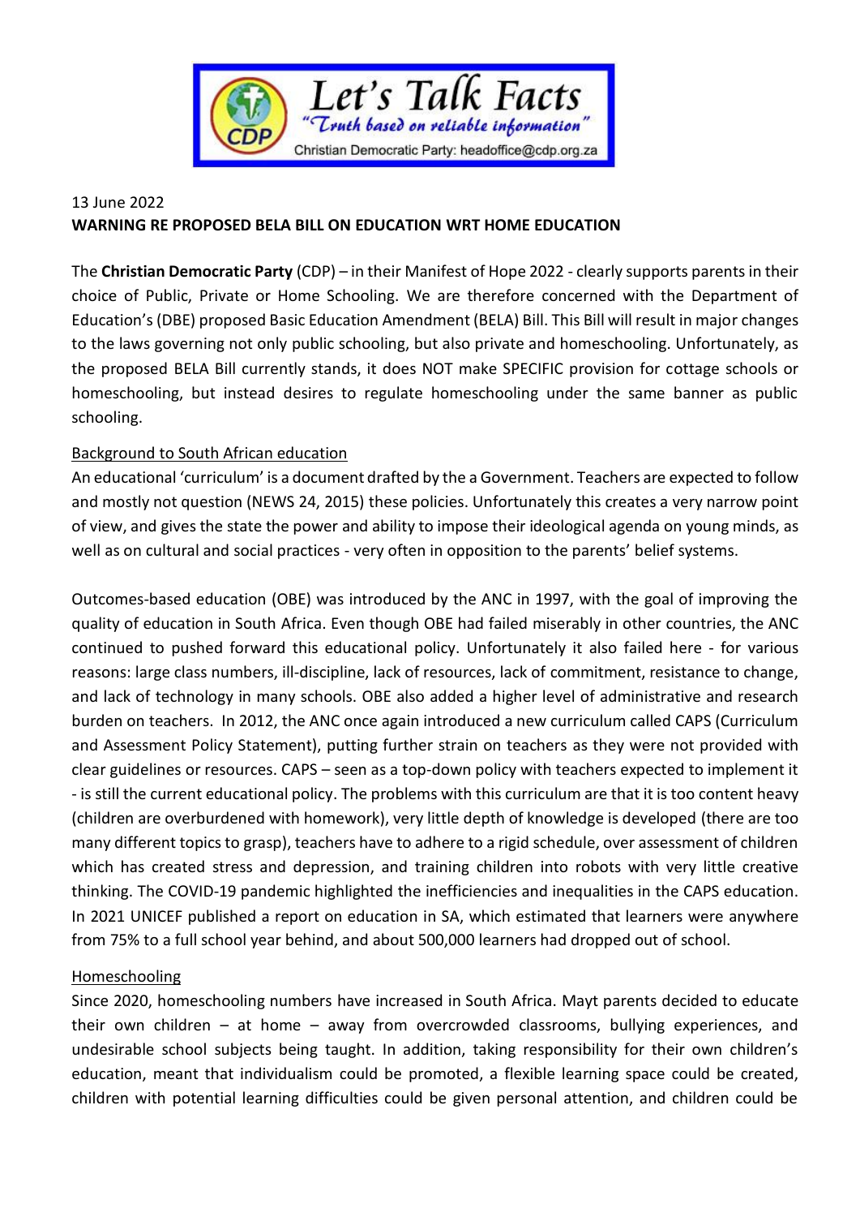**Let's Talk Facts**

*"Truth based on reliable information"*

Christian Democratic Party: headoffice@cdp.org.za

13 June 2022

**WARNING RE PROPOSED BELA BILL ON EDUCATION WRT HOME EDUCATION**

The **Christian Democratic Party** (CDP) – in their Manifest of Hope 2022 - clearly supports parents in their choice of Public, Private or Home Schooling. We are therefore concerned with the Department of Education's (DBE) proposed Basic Education Amendment (BELA) Bill. This Bill will result in major changes to the laws governing not only public schooling, but also private and homeschooling. Unfortunately, as the proposed BELA Bill currently stands, it does NOT make SPECIFIC provision for cottage schools or homeschooling, but instead desires to regulate homeschooling under the same banner as public schooling.

<u>Background to South African education</u>

An educational 'curriculum' is a document drafted by the a Government. Teachers are expected to follow and mostly not question (NEWS 24, 2015) these policies. Unfortunately this creates a very narrow point of view, and gives the state the power and ability to impose their ideological agenda on young minds, as well as on cultural and social practices - very often in opposition to the parents' belief systems.

Outcomes-based education (OBE) was introduced by the ANC in 1997, with the goal of improving the quality of education in South Africa. Even though OBE had failed miserably in other countries, the ANC continued to pushed forward this educational policy. Unfortunately it also failed here - for various reasons: large class numbers, ill-discipline, lack of resources, lack of commitment, resistance to change, and lack of technology in many schools. OBE also added a higher level of administrative and research burden on teachers. In 2012, the ANC once again introduced a new curriculum called CAPS (Curriculum and Assessment Policy Statement), putting further strain on teachers as they were not provided with clear guidelines or resources. CAPS – seen as a top-down policy with teachers expected to implement it - is still the current educational policy. The problems with this curriculum are that it is too content heavy (children are overburdened with homework), very little depth of knowledge is developed (there are too many different topics to grasp), teachers have to adhere to a rigid schedule, over assessment of children which has created stress and depression, and training children into robots with very little creative thinking. The COVID-19 pandemic highlighted the inefficiencies and inequalities in the CAPS education. In 2021 UNICEF published a report on education in SA, which estimated that learners were anywhere from 75% to a full school year behind, and about 500,000 learners had dropped out of school.

<u>Homeschooling</u>

Since 2020, homeschooling numbers have increased in South Africa. Mayt parents decided to educate their own children – at home – away from overcrowded classrooms, bullying experiences, and undesirable school subjects being taught. In addition, taking responsibility for their own children's education, meant that individualism could be promoted, a flexible learning space could be created, children with potential learning difficulties could be given personal attention, and children could be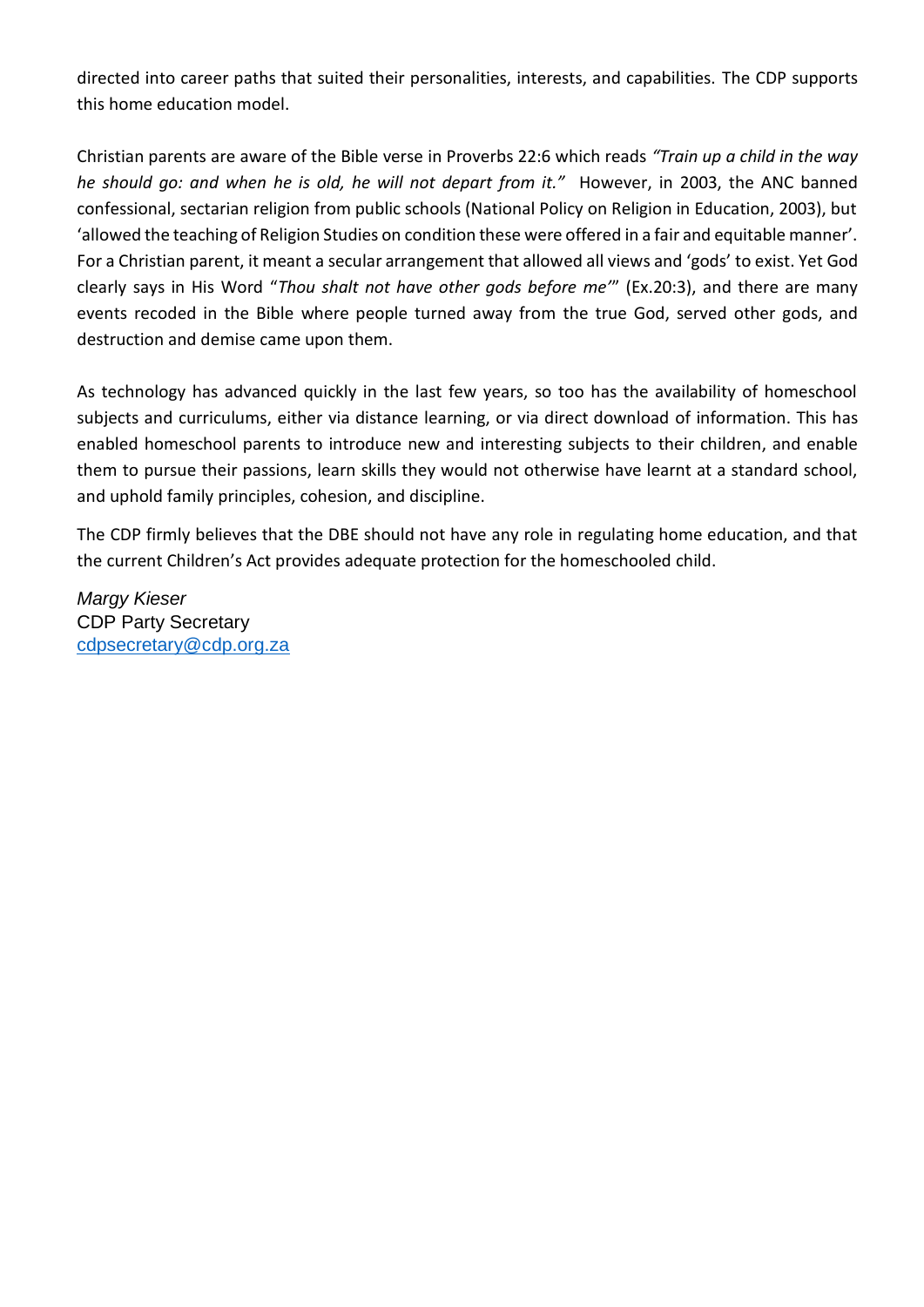directed into career paths that suited their personalities, interests, and capabilities. The CDP supports this home education model.

Christian parents are aware of the Bible verse in Proverbs 22:6 which reads *"Train up a child in the way he should go: and when he is old, he will not depart from it."* However, in 2003, the ANC banned confessional, sectarian religion from public schools (National Policy on Religion in Education, 2003), but 'allowed the teaching of Religion Studies on condition these were offered in a fair and equitable manner'. For a Christian parent, it meant a secular arrangement that allowed all views and 'gods' to exist. Yet God clearly says in His Word "*Thou shalt not have other gods before me'*" (Ex.20:3), and there are many events recoded in the Bible where people turned away from the true God, served other gods, and destruction and demise came upon them.

As technology has advanced quickly in the last few years, so too has the availability of homeschool subjects and curriculums, either via distance learning, or via direct download of information. This has enabled homeschool parents to introduce new and interesting subjects to their children, and enable them to pursue their passions, learn skills they would not otherwise have learnt at a standard school, and uphold family principles, cohesion, and discipline.

The CDP firmly believes that the DBE should not have any role in regulating home education, and that the current Children's Act provides adequate protection for the homeschooled child.

*Margy Kieser*
CDP Party Secretary
cdpsecretary@cdp.org.za